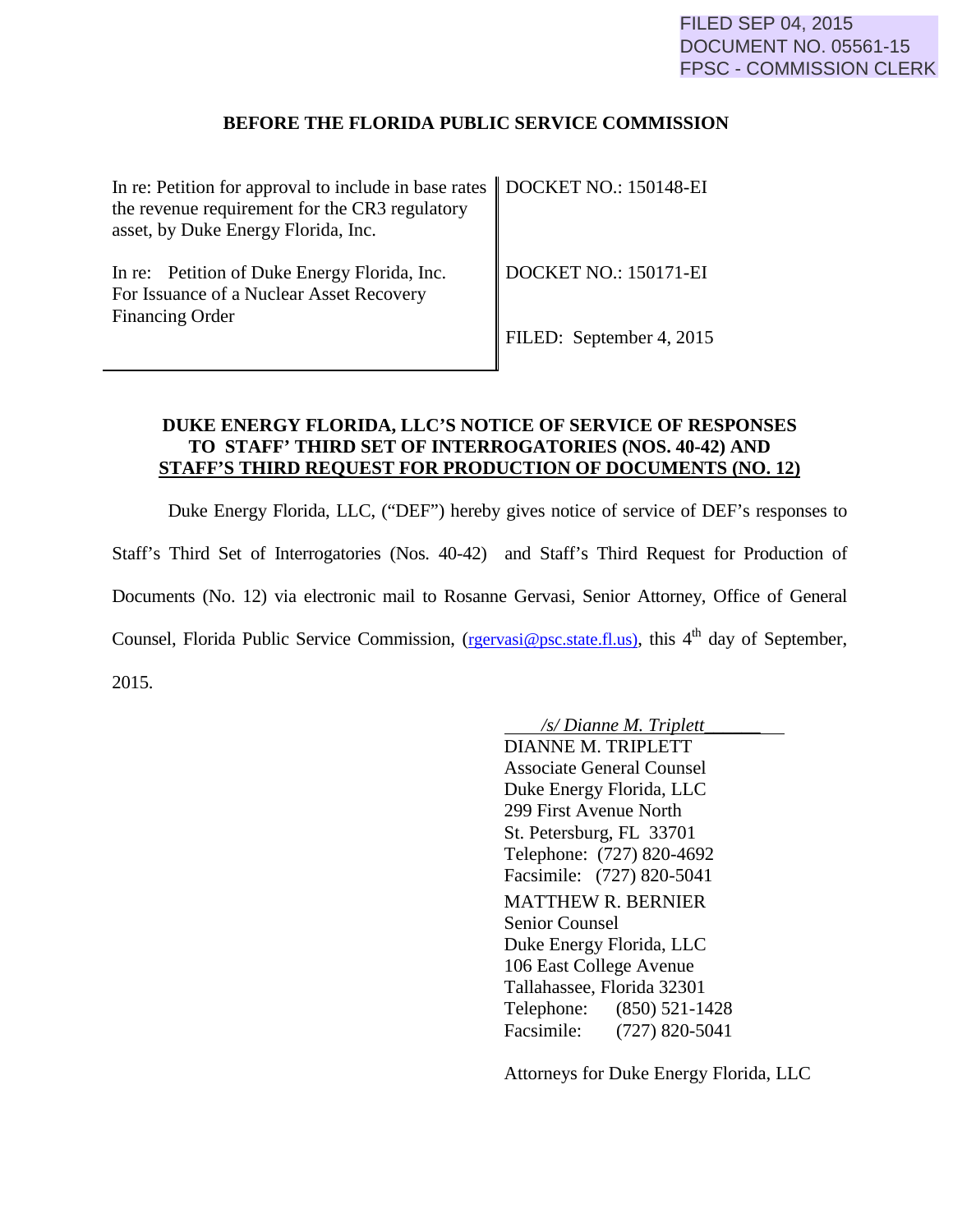FILED SEP 04, 2015
DOCUMENT NO. 05561-15
FPSC - COMMISSION CLERK

**BEFORE THE FLORIDA PUBLIC SERVICE COMMISSION**

| | |
|---|---|
| In re: Petition for approval to include in base rates the revenue requirement for the CR3 regulatory asset, by Duke Energy Florida, Inc. | DOCKET NO.: 150148-EI |
| In re: Petition of Duke Energy Florida, Inc. For Issuance of a Nuclear Asset Recovery Financing Order | DOCKET NO.: 150171-EI<br><br>FILED: September 4, 2015 |

**DUKE ENERGY FLORIDA, LLC'S NOTICE OF SERVICE OF RESPONSES TO STAFF' THIRD SET OF INTERROGATORIES (NOS. 40-42) AND STAFF'S THIRD REQUEST FOR PRODUCTION OF DOCUMENTS (NO. 12)**

Duke Energy Florida, LLC, ("DEF") hereby gives notice of service of DEF's responses to Staff's Third Set of Interrogatories (Nos. 40-42) and Staff's Third Request for Production of Documents (No. 12) via electronic mail to Rosanne Gervasi, Senior Attorney, Office of General Counsel, Florida Public Service Commission, (rgervasi@psc.state.fl.us), this 4th day of September, 2015.

*/s/ Dianne M. Triplett*
DIANNE M. TRIPLETT
Associate General Counsel
Duke Energy Florida, LLC
299 First Avenue North
St. Petersburg, FL 33701
Telephone: (727) 820-4692
Facsimile: (727) 820-5041

MATTHEW R. BERNIER
Senior Counsel
Duke Energy Florida, LLC
106 East College Avenue
Tallahassee, Florida 32301
Telephone: (850) 521-1428
Facsimile: (727) 820-5041

Attorneys for Duke Energy Florida, LLC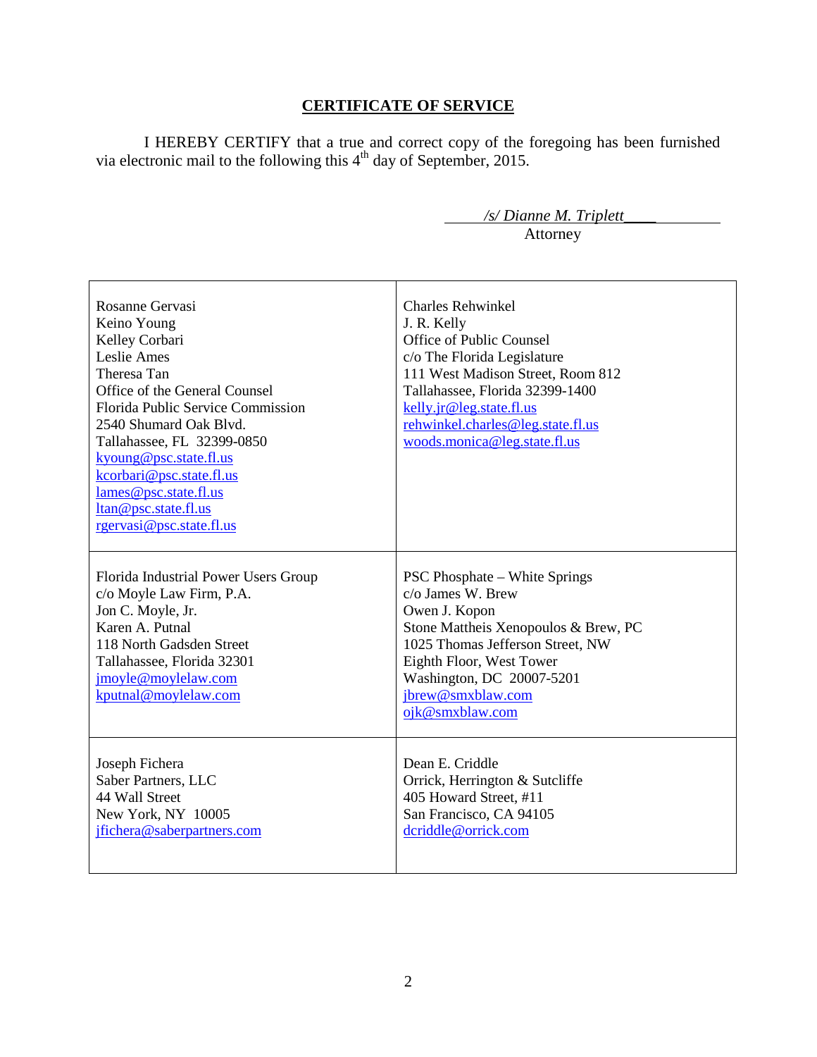## CERTIFICATE OF SERVICE

I HEREBY CERTIFY that a true and correct copy of the foregoing has been furnished via electronic mail to the following this 4th day of September, 2015.

*/s/ Dianne M. Triplett*
Attorney

| | |
|---|---|
| Rosanne Gervasi<br>Keino Young<br>Kelley Corbari<br>Leslie Ames<br>Theresa Tan<br>Office of the General Counsel<br>Florida Public Service Commission<br>2540 Shumard Oak Blvd.<br>Tallahassee, FL 32399-0850<br>kyoung@psc.state.fl.us<br>kcorbari@psc.state.fl.us<br>lames@psc.state.fl.us<br>ltan@psc.state.fl.us<br>rgervasi@psc.state.fl.us | Charles Rehwinkel<br>J. R. Kelly<br>Office of Public Counsel<br>c/o The Florida Legislature<br>111 West Madison Street, Room 812<br>Tallahassee, Florida 32399-1400<br>kelly.jr@leg.state.fl.us<br>rehwinkel.charles@leg.state.fl.us<br>woods.monica@leg.state.fl.us |
| Florida Industrial Power Users Group<br>c/o Moyle Law Firm, P.A.<br>Jon C. Moyle, Jr.<br>Karen A. Putnal<br>118 North Gadsden Street<br>Tallahassee, Florida 32301<br>jmoyle@moylelaw.com<br>kputnal@moylelaw.com | PSC Phosphate – White Springs<br>c/o James W. Brew<br>Owen J. Kopon<br>Stone Mattheis Xenopoulos & Brew, PC<br>1025 Thomas Jefferson Street, NW<br>Eighth Floor, West Tower<br>Washington, DC 20007-5201<br>jbrew@smxblaw.com<br>ojk@smxblaw.com |
| Joseph Fichera<br>Saber Partners, LLC<br>44 Wall Street<br>New York, NY 10005<br>jfichera@saberpartners.com | Dean E. Criddle<br>Orrick, Herrington & Sutcliffe<br>405 Howard Street, #11<br>San Francisco, CA 94105<br>dcriddle@orrick.com |